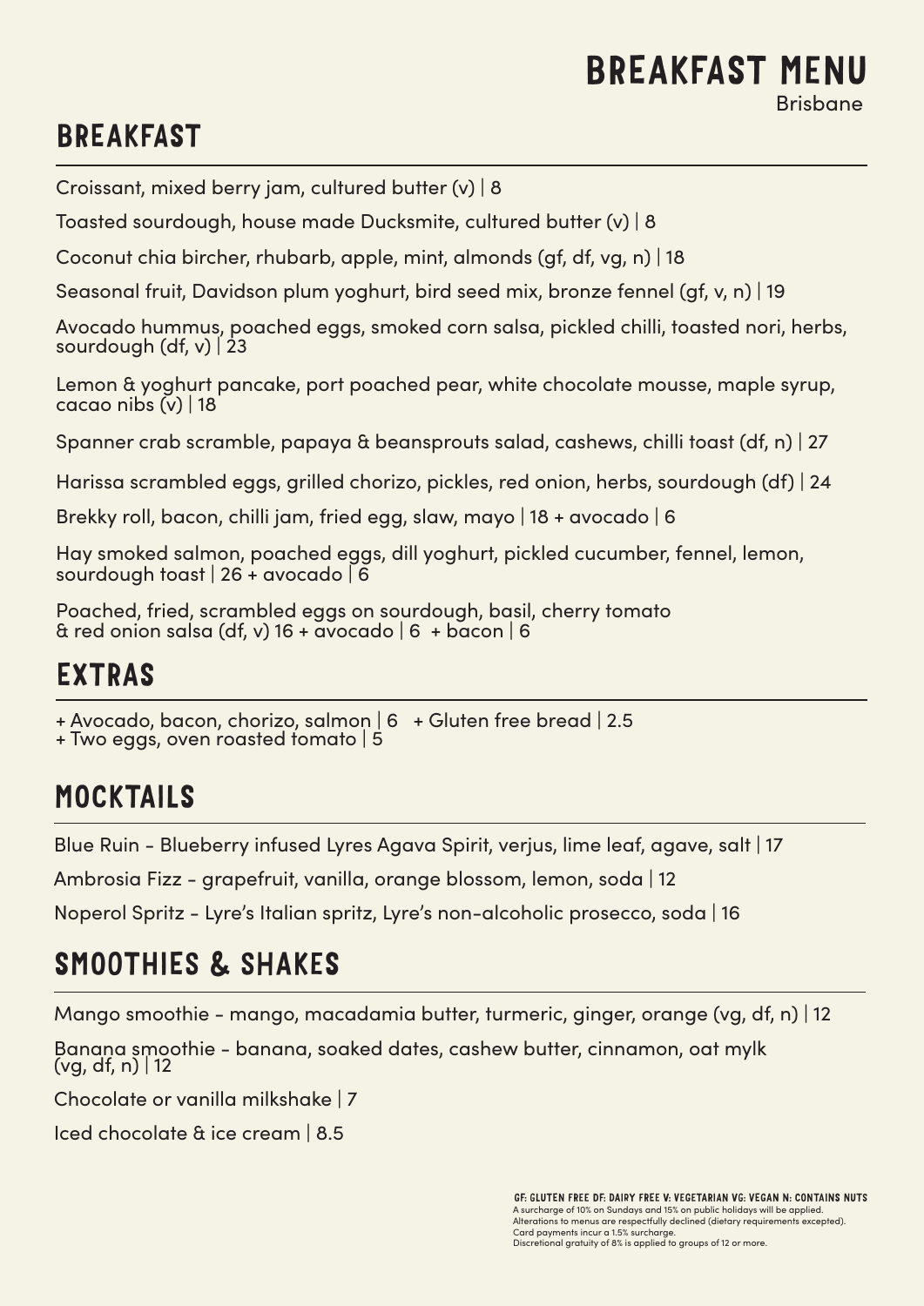# BREAKFAST MENU

Brisbane

## BREAKFAST

Croissant, mixed berry jam, cultured butter (v) | 8

Toasted sourdough, house made Ducksmite, cultured butter (v) | 8

Coconut chia bircher, rhubarb, apple, mint, almonds (gf, df, vg, n) | 18

Seasonal fruit, Davidson plum yoghurt, bird seed mix, bronze fennel (gf, v, n) | 19

Avocado hummus, poached eggs, smoked corn salsa, pickled chilli, toasted nori, herbs, sourdough (df, v) | 23

Lemon & yoghurt pancake, port poached pear, white chocolate mousse, maple syrup, cacao nibs (v) | 18

Spanner crab scramble, papaya & beansprouts salad, cashews, chilli toast (df, n) | 27

Harissa scrambled eggs, grilled chorizo, pickles, red onion, herbs, sourdough (df) | 24

Brekky roll, bacon, chilli jam, fried egg, slaw, mayo | 18 + avocado | 6

Hay smoked salmon, poached eggs, dill yoghurt, pickled cucumber, fennel, lemon, sourdough toast | 26 + avocado | 6

Poached, fried, scrambled eggs on sourdough, basil, cherry tomato & red onion salsa (df, v) 16 + avocado | 6 + bacon | 6

## EXTRAS

+ Avocado, bacon, chorizo, salmon | 6 + Gluten free bread | 2.5
+ Two eggs, oven roasted tomato | 5

## MOCKTAILS

Blue Ruin - Blueberry infused Lyres Agava Spirit, verjus, lime leaf, agave, salt | 17

Ambrosia Fizz - grapefruit, vanilla, orange blossom, lemon, soda | 12

Noperol Spritz - Lyre's Italian spritz, Lyre's non-alcoholic prosecco, soda | 16

## SMOOTHIES & SHAKES

Mango smoothie - mango, macadamia butter, turmeric, ginger, orange (vg, df, n) | 12

Banana smoothie - banana, soaked dates, cashew butter, cinnamon, oat mylk (vg, df, n) | 12

Chocolate or vanilla milkshake | 7

Iced chocolate & ice cream | 8.5

GF: GLUTEN FREE DF: DAIRY FREE V: VEGETARIAN VG: VEGAN N: CONTAINS NUTS

A surcharge of 10% on Sundays and 15% on public holidays will be applied.
Alterations to menus are respectfully declined (dietary requirements excepted).
Card payments incur a 1.5% surcharge.
Discretional gratuity of 8% is applied to groups of 12 or more.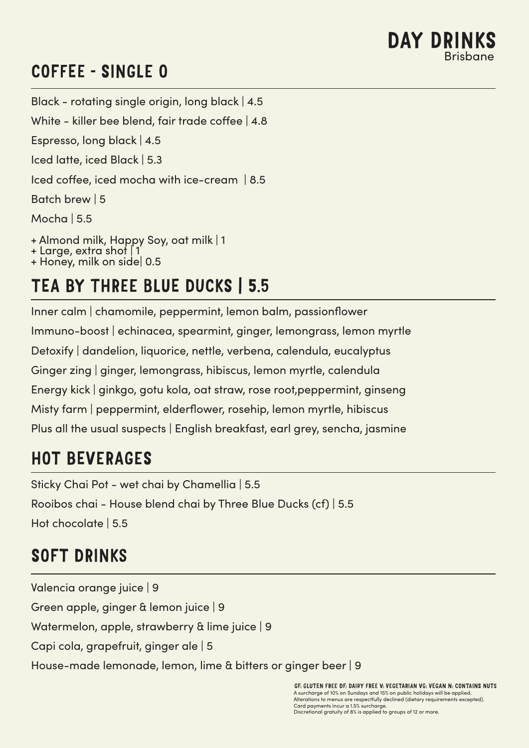# DAY DRINKS
Brisbane

## COFFEE - SINGLE O

Black - rotating single origin, long black | 4.5

White - killer bee blend, fair trade coffee | 4.8

Espresso, long black | 4.5

Iced latte, iced Black | 5.3

Iced coffee, iced mocha with ice-cream | 8.5

Batch brew | 5

Mocha | 5.5

+ Almond milk, Happy Soy, oat milk | 1
+ Large, extra shot | 1
+ Honey, milk on side| 0.5

## TEA BY THREE BLUE DUCKS | 5.5

Inner calm | chamomile, peppermint, lemon balm, passionflower

Immuno-boost | echinacea, spearmint, ginger, lemongrass, lemon myrtle

Detoxify | dandelion, liquorice, nettle, verbena, calendula, eucalyptus

Ginger zing | ginger, lemongrass, hibiscus, lemon myrtle, calendula

Energy kick | ginkgo, gotu kola, oat straw, rose root,peppermint, ginseng

Misty farm | peppermint, elderflower, rosehip, lemon myrtle, hibiscus

Plus all the usual suspects | English breakfast, earl grey, sencha, jasmine

## HOT BEVERAGES

Sticky Chai Pot - wet chai by Chamellia | 5.5

Rooibos chai - House blend chai by Three Blue Ducks (cf) | 5.5

Hot chocolate | 5.5

## SOFT DRINKS

Valencia orange juice | 9

Green apple, ginger & lemon juice | 9

Watermelon, apple, strawberry & lime juice | 9

Capi cola, grapefruit, ginger ale | 5

House-made lemonade, lemon, lime & bitters or ginger beer | 9

GF: GLUTEN FREE DF: DAIRY FREE V: VEGETARIAN VG: VEGAN N: CONTAINS NUTS
A surcharge of 10% on Sundays and 15% on public holidays will be applied.
Alterations to menus are respectfully declined (dietary requirements excepted).
Card payments incur a 1.5% surcharge.
Discretional gratuity of 8% is applied to groups of 12 or more.